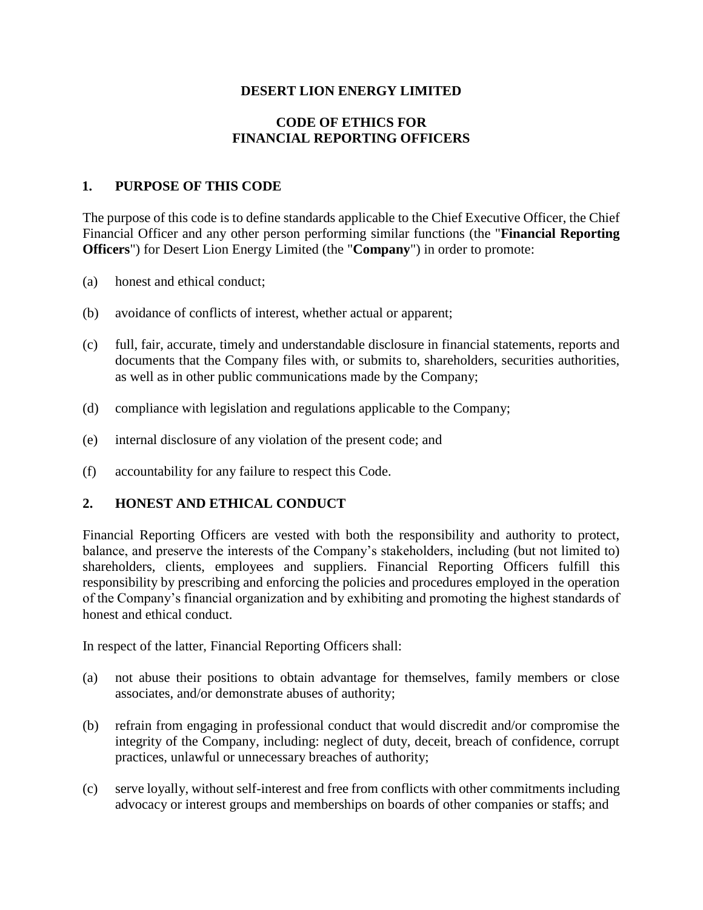# DESERT LION ENERGY LIMITED

## CODE OF ETHICS FOR FINANCIAL REPORTING OFFICERS

## 1. PURPOSE OF THIS CODE

The purpose of this code is to define standards applicable to the Chief Executive Officer, the Chief Financial Officer and any other person performing similar functions (the "**Financial Reporting Officers**") for Desert Lion Energy Limited (the "**Company**") in order to promote:

(a) honest and ethical conduct;

(b) avoidance of conflicts of interest, whether actual or apparent;

(c) full, fair, accurate, timely and understandable disclosure in financial statements, reports and documents that the Company files with, or submits to, shareholders, securities authorities, as well as in other public communications made by the Company;

(d) compliance with legislation and regulations applicable to the Company;

(e) internal disclosure of any violation of the present code; and

(f) accountability for any failure to respect this Code.

## 2. HONEST AND ETHICAL CONDUCT

Financial Reporting Officers are vested with both the responsibility and authority to protect, balance, and preserve the interests of the Company's stakeholders, including (but not limited to) shareholders, clients, employees and suppliers. Financial Reporting Officers fulfill this responsibility by prescribing and enforcing the policies and procedures employed in the operation of the Company's financial organization and by exhibiting and promoting the highest standards of honest and ethical conduct.

In respect of the latter, Financial Reporting Officers shall:

(a) not abuse their positions to obtain advantage for themselves, family members or close associates, and/or demonstrate abuses of authority;

(b) refrain from engaging in professional conduct that would discredit and/or compromise the integrity of the Company, including: neglect of duty, deceit, breach of confidence, corrupt practices, unlawful or unnecessary breaches of authority;

(c) serve loyally, without self-interest and free from conflicts with other commitments including advocacy or interest groups and memberships on boards of other companies or staffs; and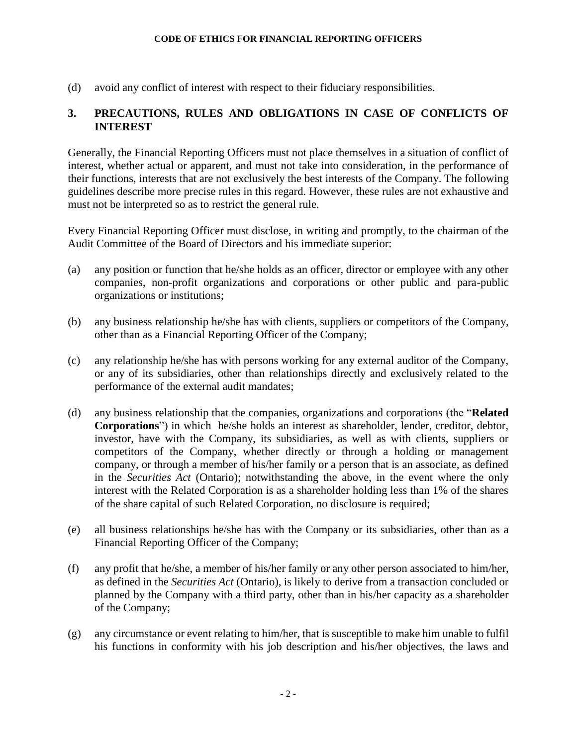(d) avoid any conflict of interest with respect to their fiduciary responsibilities.

## 3. PRECAUTIONS, RULES AND OBLIGATIONS IN CASE OF CONFLICTS OF INTEREST

Generally, the Financial Reporting Officers must not place themselves in a situation of conflict of interest, whether actual or apparent, and must not take into consideration, in the performance of their functions, interests that are not exclusively the best interests of the Company. The following guidelines describe more precise rules in this regard. However, these rules are not exhaustive and must not be interpreted so as to restrict the general rule.

Every Financial Reporting Officer must disclose, in writing and promptly, to the chairman of the Audit Committee of the Board of Directors and his immediate superior:

(a) any position or function that he/she holds as an officer, director or employee with any other companies, non-profit organizations and corporations or other public and para-public organizations or institutions;

(b) any business relationship he/she has with clients, suppliers or competitors of the Company, other than as a Financial Reporting Officer of the Company;

(c) any relationship he/she has with persons working for any external auditor of the Company, or any of its subsidiaries, other than relationships directly and exclusively related to the performance of the external audit mandates;

(d) any business relationship that the companies, organizations and corporations (the "**Related Corporations**") in which he/she holds an interest as shareholder, lender, creditor, debtor, investor, have with the Company, its subsidiaries, as well as with clients, suppliers or competitors of the Company, whether directly or through a holding or management company, or through a member of his/her family or a person that is an associate, as defined in the *Securities Act* (Ontario); notwithstanding the above, in the event where the only interest with the Related Corporation is as a shareholder holding less than 1% of the shares of the share capital of such Related Corporation, no disclosure is required;

(e) all business relationships he/she has with the Company or its subsidiaries, other than as a Financial Reporting Officer of the Company;

(f) any profit that he/she, a member of his/her family or any other person associated to him/her, as defined in the *Securities Act* (Ontario), is likely to derive from a transaction concluded or planned by the Company with a third party, other than in his/her capacity as a shareholder of the Company;

(g) any circumstance or event relating to him/her, that is susceptible to make him unable to fulfil his functions in conformity with his job description and his/her objectives, the laws and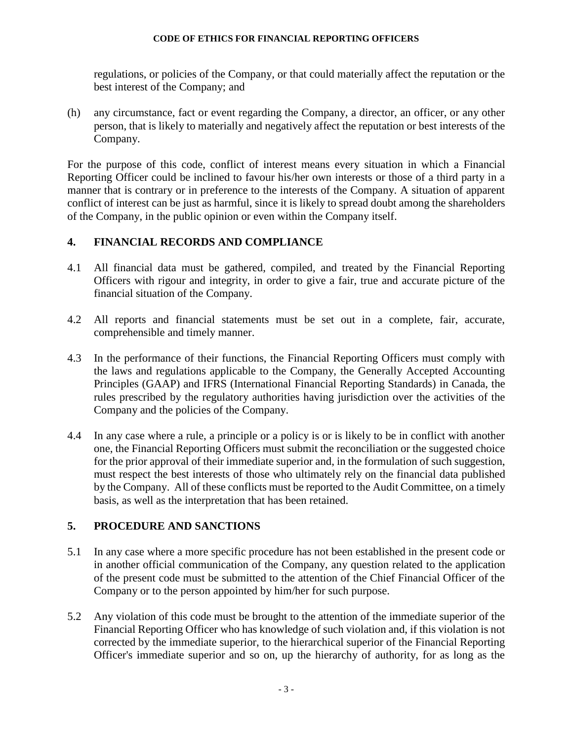regulations, or policies of the Company, or that could materially affect the reputation or the best interest of the Company; and

(h) any circumstance, fact or event regarding the Company, a director, an officer, or any other person, that is likely to materially and negatively affect the reputation or best interests of the Company.

For the purpose of this code, conflict of interest means every situation in which a Financial Reporting Officer could be inclined to favour his/her own interests or those of a third party in a manner that is contrary or in preference to the interests of the Company. A situation of apparent conflict of interest can be just as harmful, since it is likely to spread doubt among the shareholders of the Company, in the public opinion or even within the Company itself.

## 4. FINANCIAL RECORDS AND COMPLIANCE

4.1 All financial data must be gathered, compiled, and treated by the Financial Reporting Officers with rigour and integrity, in order to give a fair, true and accurate picture of the financial situation of the Company.

4.2 All reports and financial statements must be set out in a complete, fair, accurate, comprehensible and timely manner.

4.3 In the performance of their functions, the Financial Reporting Officers must comply with the laws and regulations applicable to the Company, the Generally Accepted Accounting Principles (GAAP) and IFRS (International Financial Reporting Standards) in Canada, the rules prescribed by the regulatory authorities having jurisdiction over the activities of the Company and the policies of the Company.

4.4 In any case where a rule, a principle or a policy is or is likely to be in conflict with another one, the Financial Reporting Officers must submit the reconciliation or the suggested choice for the prior approval of their immediate superior and, in the formulation of such suggestion, must respect the best interests of those who ultimately rely on the financial data published by the Company. All of these conflicts must be reported to the Audit Committee, on a timely basis, as well as the interpretation that has been retained.

## 5. PROCEDURE AND SANCTIONS

5.1 In any case where a more specific procedure has not been established in the present code or in another official communication of the Company, any question related to the application of the present code must be submitted to the attention of the Chief Financial Officer of the Company or to the person appointed by him/her for such purpose.

5.2 Any violation of this code must be brought to the attention of the immediate superior of the Financial Reporting Officer who has knowledge of such violation and, if this violation is not corrected by the immediate superior, to the hierarchical superior of the Financial Reporting Officer's immediate superior and so on, up the hierarchy of authority, for as long as the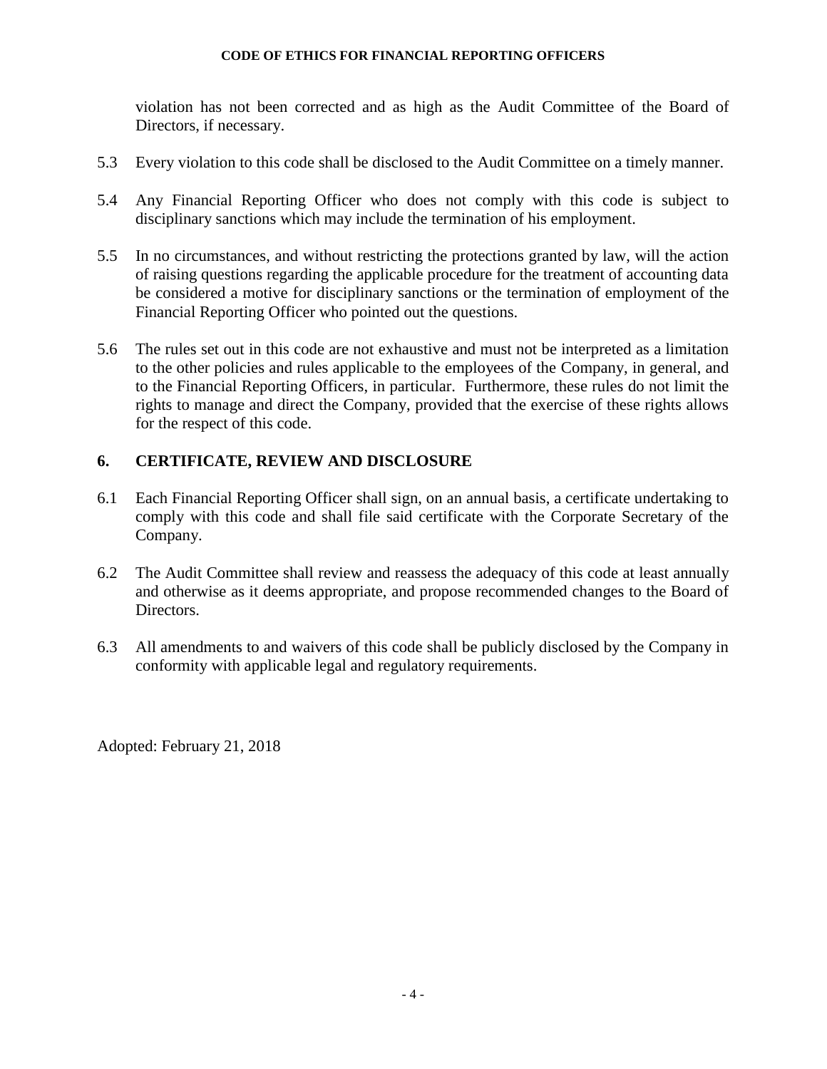violation has not been corrected and as high as the Audit Committee of the Board of Directors, if necessary.

5.3 Every violation to this code shall be disclosed to the Audit Committee on a timely manner.

5.4 Any Financial Reporting Officer who does not comply with this code is subject to disciplinary sanctions which may include the termination of his employment.

5.5 In no circumstances, and without restricting the protections granted by law, will the action of raising questions regarding the applicable procedure for the treatment of accounting data be considered a motive for disciplinary sanctions or the termination of employment of the Financial Reporting Officer who pointed out the questions.

5.6 The rules set out in this code are not exhaustive and must not be interpreted as a limitation to the other policies and rules applicable to the employees of the Company, in general, and to the Financial Reporting Officers, in particular. Furthermore, these rules do not limit the rights to manage and direct the Company, provided that the exercise of these rights allows for the respect of this code.

## 6. CERTIFICATE, REVIEW AND DISCLOSURE

6.1 Each Financial Reporting Officer shall sign, on an annual basis, a certificate undertaking to comply with this code and shall file said certificate with the Corporate Secretary of the Company.

6.2 The Audit Committee shall review and reassess the adequacy of this code at least annually and otherwise as it deems appropriate, and propose recommended changes to the Board of Directors.

6.3 All amendments to and waivers of this code shall be publicly disclosed by the Company in conformity with applicable legal and regulatory requirements.

Adopted: February 21, 2018